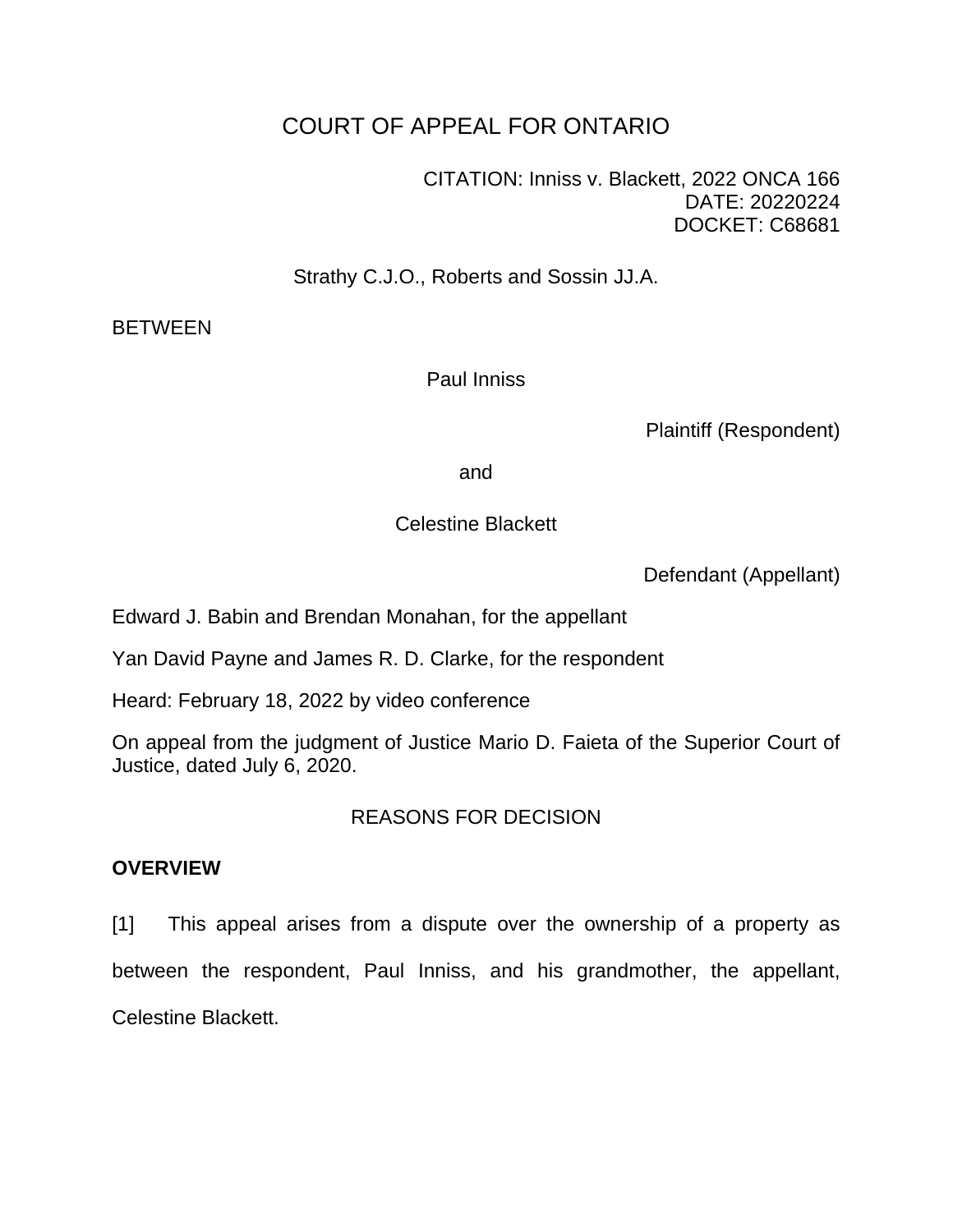# COURT OF APPEAL FOR ONTARIO

CITATION: Inniss v. Blackett, 2022 ONCA 166
DATE: 20220224
DOCKET: C68681

Strathy C.J.O., Roberts and Sossin JJ.A.

BETWEEN

Paul Inniss

Plaintiff (Respondent)

and

Celestine Blackett

Defendant (Appellant)

Edward J. Babin and Brendan Monahan, for the appellant

Yan David Payne and James R. D. Clarke, for the respondent

Heard: February 18, 2022 by video conference

On appeal from the judgment of Justice Mario D. Faieta of the Superior Court of Justice, dated July 6, 2020.

## REASONS FOR DECISION

**OVERVIEW**

[1] This appeal arises from a dispute over the ownership of a property as between the respondent, Paul Inniss, and his grandmother, the appellant, Celestine Blackett.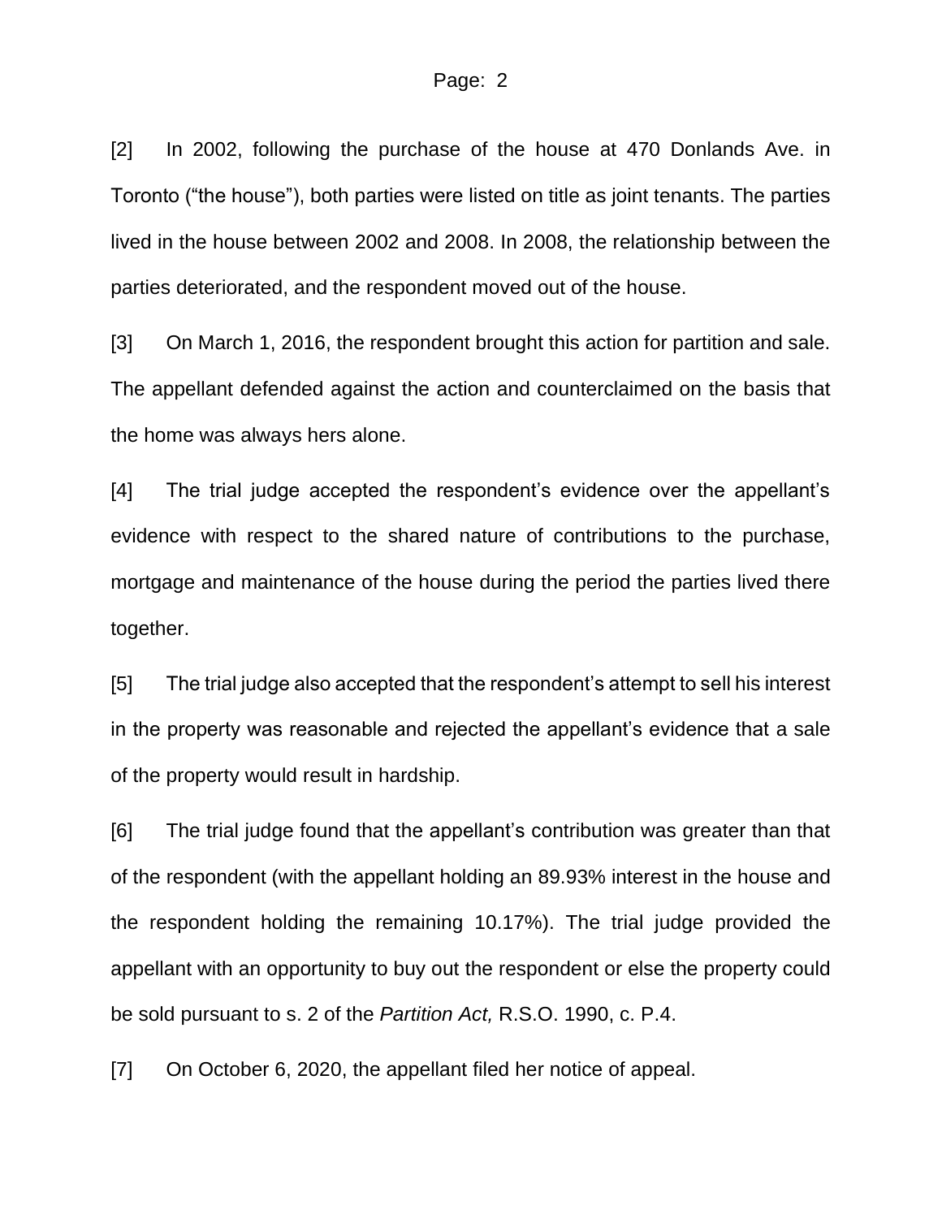[2] In 2002, following the purchase of the house at 470 Donlands Ave. in Toronto (“the house”), both parties were listed on title as joint tenants. The parties lived in the house between 2002 and 2008. In 2008, the relationship between the parties deteriorated, and the respondent moved out of the house.

[3] On March 1, 2016, the respondent brought this action for partition and sale. The appellant defended against the action and counterclaimed on the basis that the home was always hers alone.

[4] The trial judge accepted the respondent’s evidence over the appellant’s evidence with respect to the shared nature of contributions to the purchase, mortgage and maintenance of the house during the period the parties lived there together.

[5] The trial judge also accepted that the respondent’s attempt to sell his interest in the property was reasonable and rejected the appellant’s evidence that a sale of the property would result in hardship.

[6] The trial judge found that the appellant’s contribution was greater than that of the respondent (with the appellant holding an 89.93% interest in the house and the respondent holding the remaining 10.17%). The trial judge provided the appellant with an opportunity to buy out the respondent or else the property could be sold pursuant to s. 2 of the *Partition Act,* R.S.O. 1990, c. P.4.

[7] On October 6, 2020, the appellant filed her notice of appeal.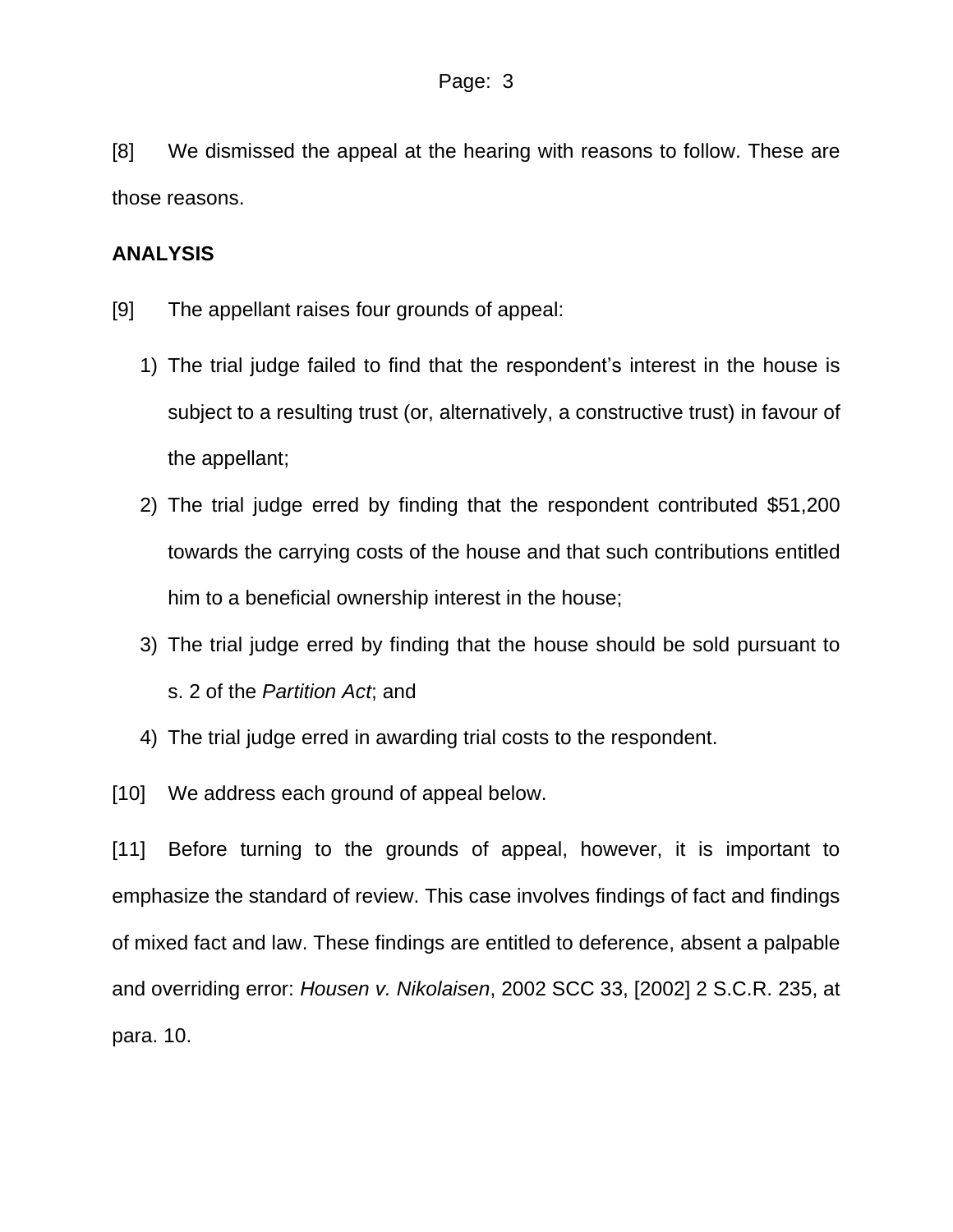[8] We dismissed the appeal at the hearing with reasons to follow. These are those reasons.

**ANALYSIS**

[9] The appellant raises four grounds of appeal:

1) The trial judge failed to find that the respondent's interest in the house is subject to a resulting trust (or, alternatively, a constructive trust) in favour of the appellant;
2) The trial judge erred by finding that the respondent contributed $51,200 towards the carrying costs of the house and that such contributions entitled him to a beneficial ownership interest in the house;
3) The trial judge erred by finding that the house should be sold pursuant to s. 2 of the *Partition Act*; and
4) The trial judge erred in awarding trial costs to the respondent.

[10] We address each ground of appeal below.

[11] Before turning to the grounds of appeal, however, it is important to emphasize the standard of review. This case involves findings of fact and findings of mixed fact and law. These findings are entitled to deference, absent a palpable and overriding error: *Housen v. Nikolaisen*, 2002 SCC 33, [2002] 2 S.C.R. 235, at para. 10.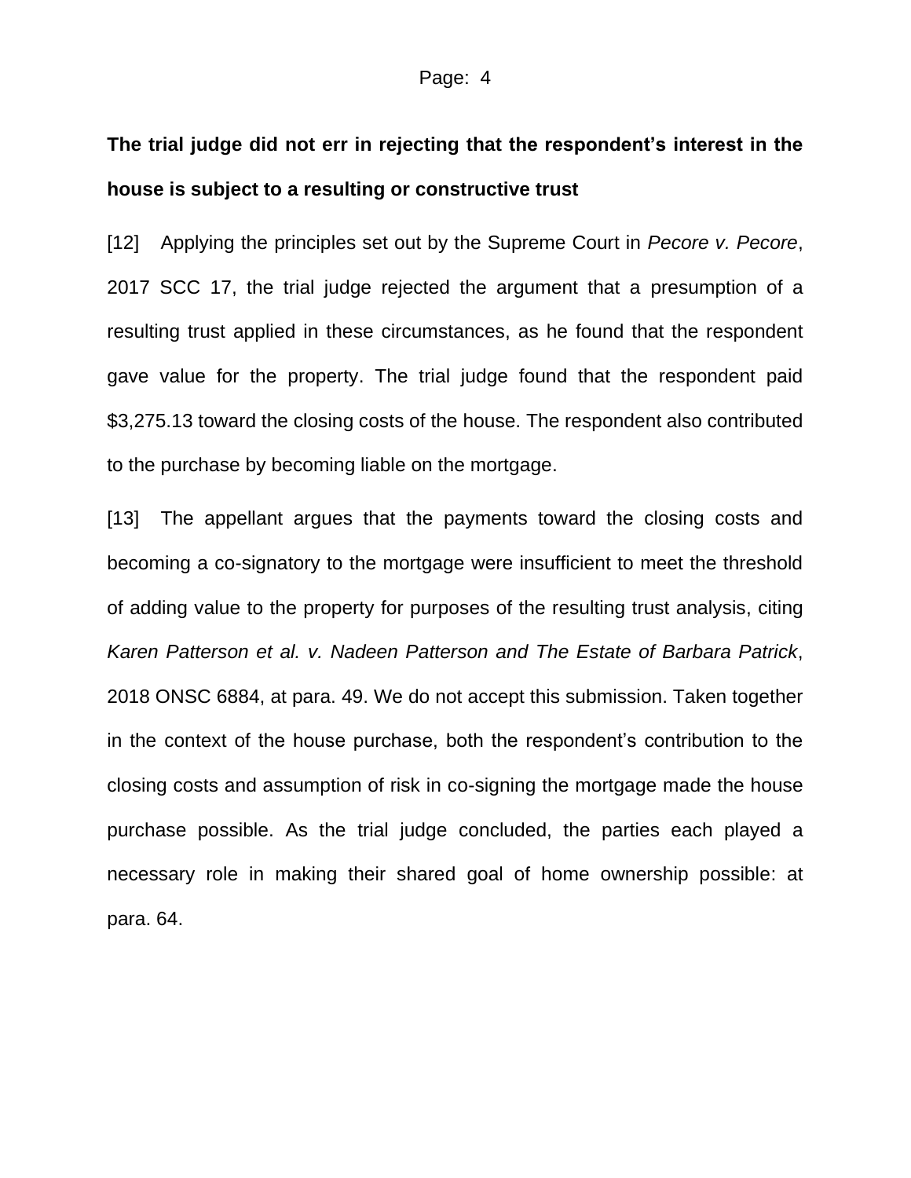**The trial judge did not err in rejecting that the respondent's interest in the house is subject to a resulting or constructive trust**

[12] Applying the principles set out by the Supreme Court in *Pecore v. Pecore*, 2017 SCC 17, the trial judge rejected the argument that a presumption of a resulting trust applied in these circumstances, as he found that the respondent gave value for the property. The trial judge found that the respondent paid $3,275.13 toward the closing costs of the house. The respondent also contributed to the purchase by becoming liable on the mortgage.

[13] The appellant argues that the payments toward the closing costs and becoming a co-signatory to the mortgage were insufficient to meet the threshold of adding value to the property for purposes of the resulting trust analysis, citing *Karen Patterson et al. v. Nadeen Patterson and The Estate of Barbara Patrick*, 2018 ONSC 6884, at para. 49. We do not accept this submission. Taken together in the context of the house purchase, both the respondent's contribution to the closing costs and assumption of risk in co-signing the mortgage made the house purchase possible. As the trial judge concluded, the parties each played a necessary role in making their shared goal of home ownership possible: at para. 64.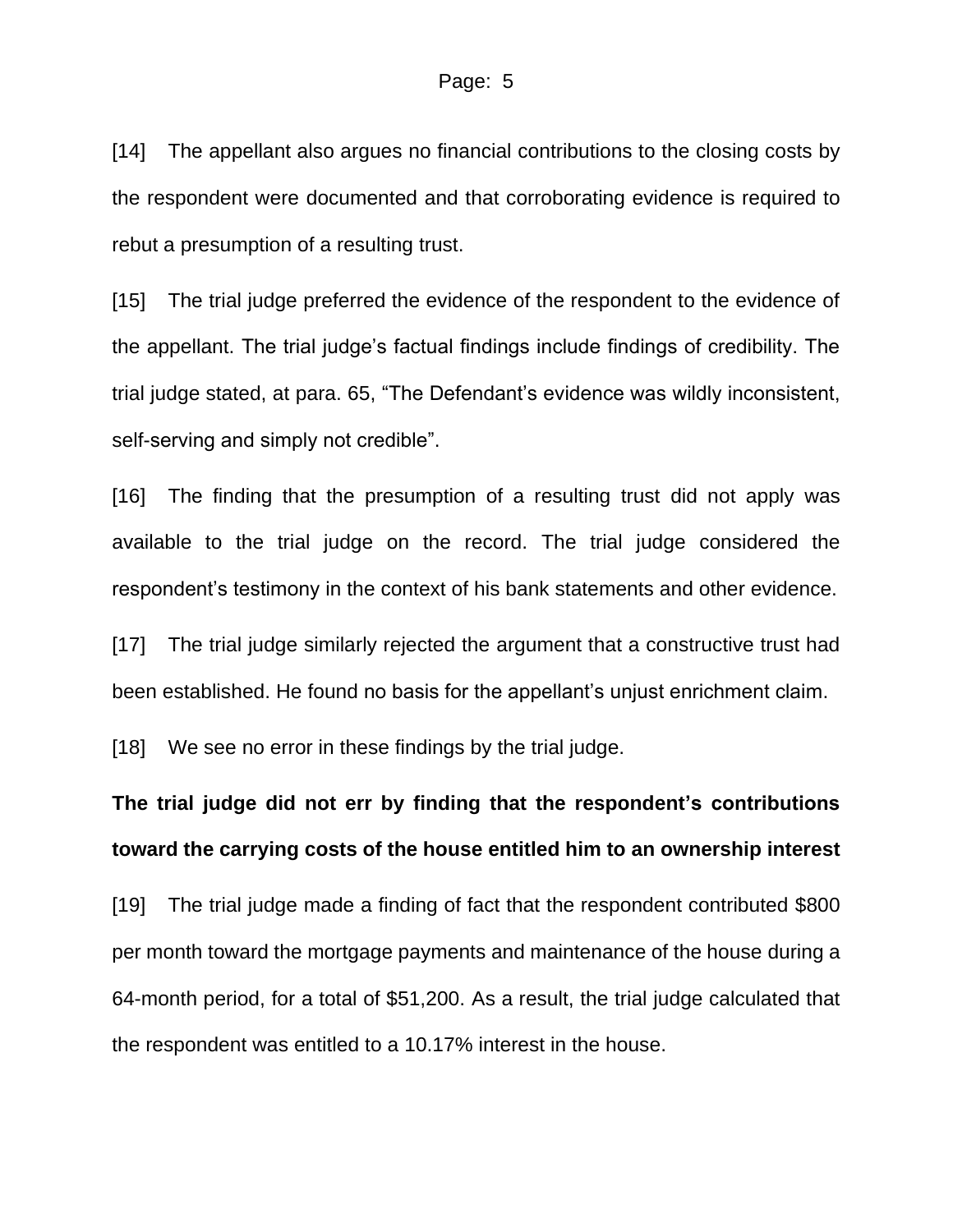[14] The appellant also argues no financial contributions to the closing costs by the respondent were documented and that corroborating evidence is required to rebut a presumption of a resulting trust.

[15] The trial judge preferred the evidence of the respondent to the evidence of the appellant. The trial judge's factual findings include findings of credibility. The trial judge stated, at para. 65, "The Defendant's evidence was wildly inconsistent, self-serving and simply not credible".

[16] The finding that the presumption of a resulting trust did not apply was available to the trial judge on the record. The trial judge considered the respondent's testimony in the context of his bank statements and other evidence.

[17] The trial judge similarly rejected the argument that a constructive trust had been established. He found no basis for the appellant's unjust enrichment claim.

[18] We see no error in these findings by the trial judge.

**The trial judge did not err by finding that the respondent's contributions toward the carrying costs of the house entitled him to an ownership interest**

[19] The trial judge made a finding of fact that the respondent contributed $800 per month toward the mortgage payments and maintenance of the house during a 64-month period, for a total of $51,200. As a result, the trial judge calculated that the respondent was entitled to a 10.17% interest in the house.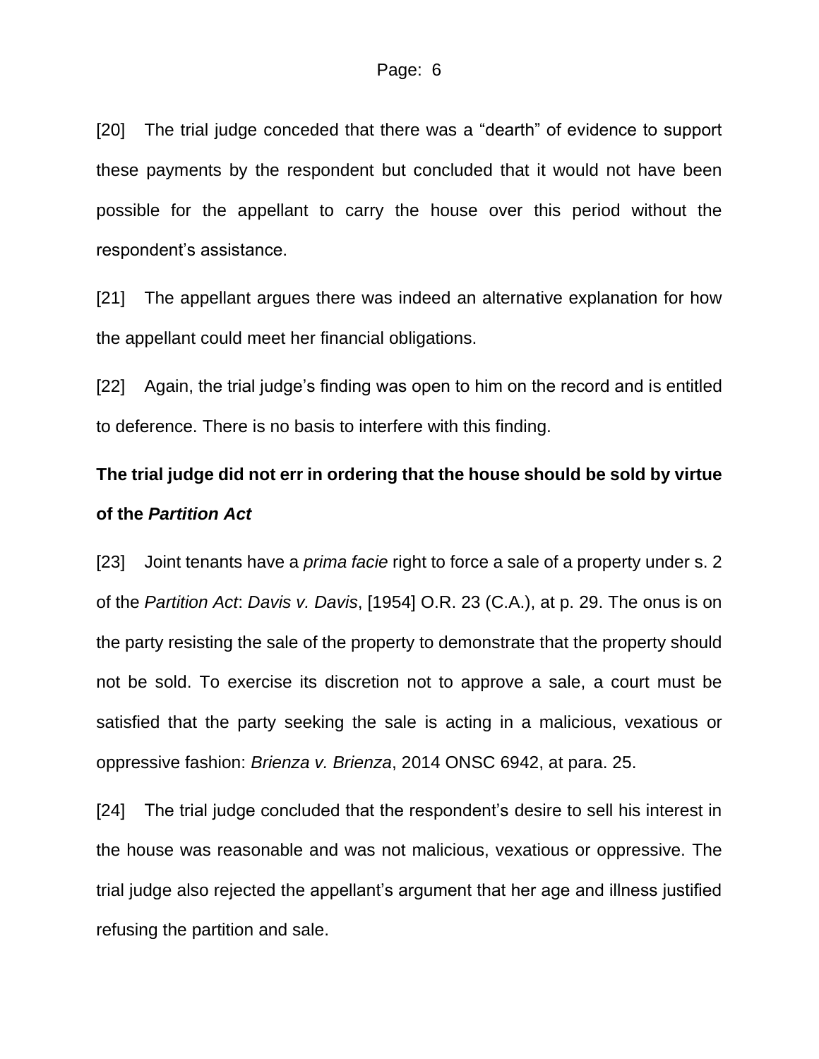[20] The trial judge conceded that there was a “dearth” of evidence to support these payments by the respondent but concluded that it would not have been possible for the appellant to carry the house over this period without the respondent’s assistance.

[21] The appellant argues there was indeed an alternative explanation for how the appellant could meet her financial obligations.

[22] Again, the trial judge’s finding was open to him on the record and is entitled to deference. There is no basis to interfere with this finding.

**The trial judge did not err in ordering that the house should be sold by virtue of the *Partition Act***

[23] Joint tenants have a *prima facie* right to force a sale of a property under s. 2 of the *Partition Act*: *Davis v. Davis*, [1954] O.R. 23 (C.A.), at p. 29. The onus is on the party resisting the sale of the property to demonstrate that the property should not be sold. To exercise its discretion not to approve a sale, a court must be satisfied that the party seeking the sale is acting in a malicious, vexatious or oppressive fashion: *Brienza v. Brienza*, 2014 ONSC 6942, at para. 25.

[24] The trial judge concluded that the respondent’s desire to sell his interest in the house was reasonable and was not malicious, vexatious or oppressive. The trial judge also rejected the appellant’s argument that her age and illness justified refusing the partition and sale.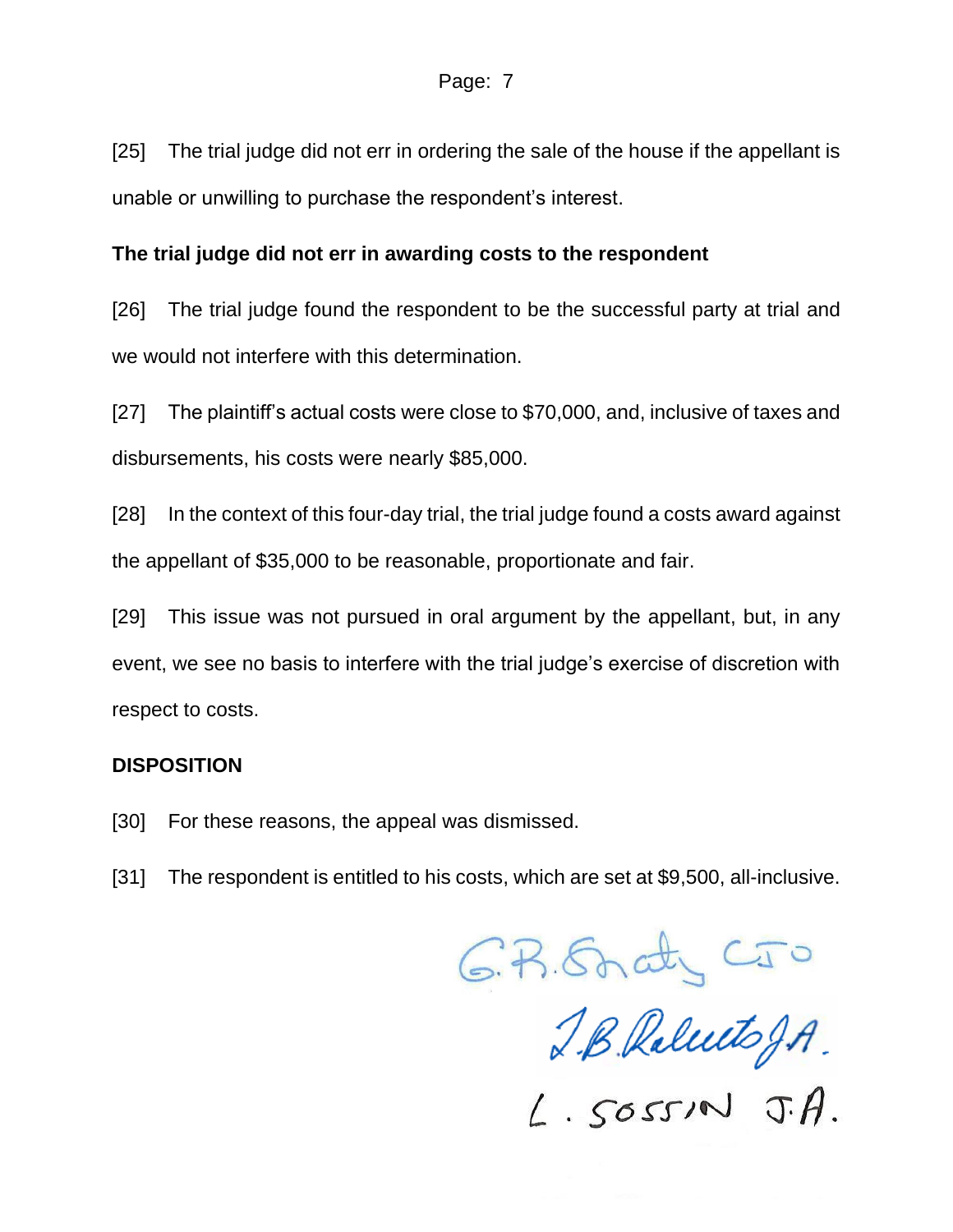[25] The trial judge did not err in ordering the sale of the house if the appellant is unable or unwilling to purchase the respondent's interest.

**The trial judge did not err in awarding costs to the respondent**

[26] The trial judge found the respondent to be the successful party at trial and we would not interfere with this determination.

[27] The plaintiff's actual costs were close to $70,000, and, inclusive of taxes and disbursements, his costs were nearly $85,000.

[28] In the context of this four-day trial, the trial judge found a costs award against the appellant of $35,000 to be reasonable, proportionate and fair.

[29] This issue was not pursued in oral argument by the appellant, but, in any event, we see no basis to interfere with the trial judge's exercise of discretion with respect to costs.

**DISPOSITION**

[30] For these reasons, the appeal was dismissed.

[31] The respondent is entitled to his costs, which are set at $9,500, all-inclusive.

G.R. Strathy CJO

I.B. Roberts J.A.

L. Sossin J.A.